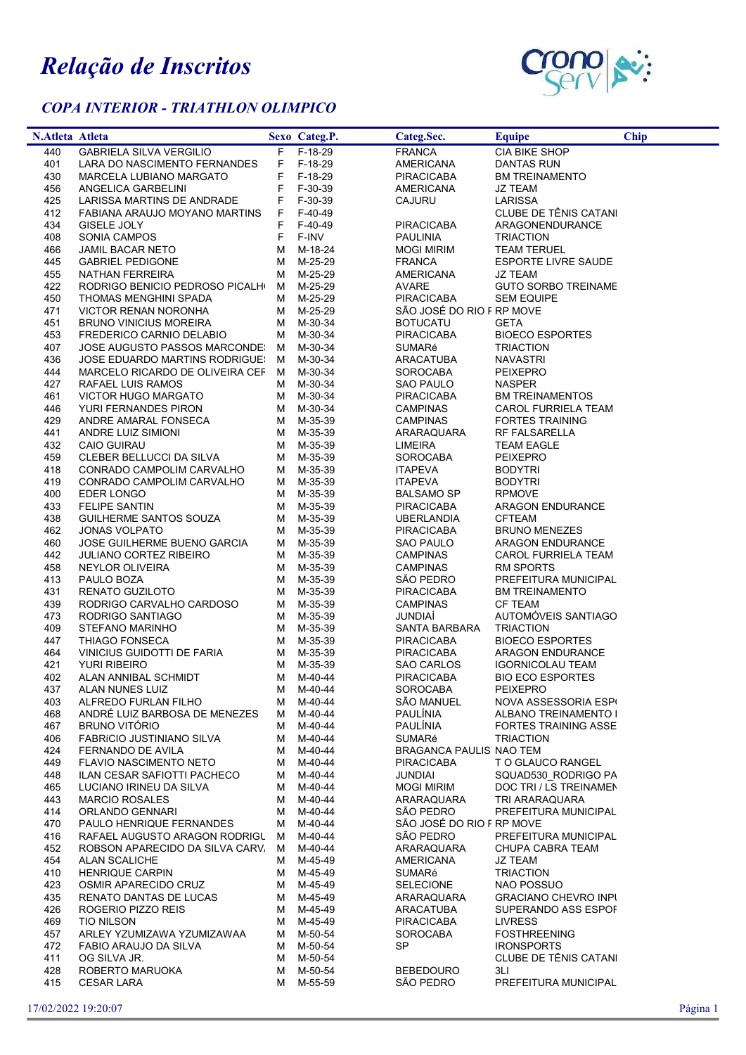# *Relação de Inscritos*

## *COPA INTERIOR - TRIATHLON OLIMPICO*

| N.Atleta | Atleta | Sexo | Categ.P. | Categ.Sec. | Equipe | Chip |
|---|---|---|---|---|---|---|
| 440 | GABRIELA SILVA VERGILIO | F | F-18-29 | FRANCA | CIA BIKE SHOP | |
| 401 | LARA DO NASCIMENTO FERNANDES | F | F-18-29 | AMERICANA | DANTAS RUN | |
| 430 | MARCELA LUBIANO MARGATO | F | F-18-29 | PIRACICABA | BM TREINAMENTO | |
| 456 | ANGELICA GARBELINI | F | F-30-39 | AMERICANA | JZ TEAM | |
| 425 | LARISSA MARTINS DE ANDRADE | F | F-30-39 | CAJURU | LARISSA | |
| 412 | FABIANA ARAUJO MOYANO MARTINS | F | F-40-49 | | CLUBE DE TÊNIS CATANI | |
| 434 | GISELE JOLY | F | F-40-49 | PIRACICABA | ARAGONENDURANCE | |
| 408 | SONIA CAMPOS | F | F-INV | PAULINIA | TRIACTION | |
| 466 | JAMIL BACAR NETO | M | M-18-24 | MOGI MIRIM | TEAM TERUEL | |
| 445 | GABRIEL PEDIGONE | M | M-25-29 | FRANCA | ESPORTE LIVRE SAUDE | |
| 455 | NATHAN FERREIRA | M | M-25-29 | AMERICANA | JZ TEAM | |
| 422 | RODRIGO BENICIO PEDROSO PICALH | M | M-25-29 | AVARE | GUTO SORBO TREINAME | |
| 450 | THOMAS MENGHINI SPADA | M | M-25-29 | PIRACICABA | SEM EQUIPE | |
| 471 | VICTOR RENAN NORONHA | M | M-25-29 | SÃO JOSÉ DO RIO F | RP MOVE | |
| 451 | BRUNO VINICIUS MOREIRA | M | M-30-34 | BOTUCATU | GETA | |
| 453 | FREDERICO CARNIO DELABIO | M | M-30-34 | PIRACICABA | BIOECO ESPORTES | |
| 407 | JOSE AUGUSTO PASSOS MARCONDE | M | M-30-34 | SUMARé | TRIACTION | |
| 436 | JOSE EDUARDO MARTINS RODRIGUE | M | M-30-34 | ARACATUBA | NAVASTRI | |
| 444 | MARCELO RICARDO DE OLIVEIRA CEF | M | M-30-34 | SOROCABA | PEIXEPRO | |
| 427 | RAFAEL LUIS RAMOS | M | M-30-34 | SAO PAULO | NASPER | |
| 461 | VICTOR HUGO MARGATO | M | M-30-34 | PIRACICABA | BM TREINAMENTOS | |
| 446 | YURI FERNANDES PIRON | M | M-30-34 | CAMPINAS | CAROL FURRIELA TEAM | |
| 429 | ANDRE AMARAL FONSECA | M | M-35-39 | CAMPINAS | FORTES TRAINING | |
| 441 | ANDRE LUIZ SIMIONI | M | M-35-39 | ARARAQUARA | RF FALSARELLA | |
| 432 | CAIO GUIRAU | M | M-35-39 | LIMEIRA | TEAM EAGLE | |
| 459 | CLEBER BELLUCCI DA SILVA | M | M-35-39 | SOROCABA | PEIXEPRO | |
| 418 | CONRADO CAMPOLIM CARVALHO | M | M-35-39 | ITAPEVA | BODYTRI | |
| 419 | CONRADO CAMPOLIM CARVALHO | M | M-35-39 | ITAPEVA | BODYTRI | |
| 400 | EDER LONGO | M | M-35-39 | BALSAMO SP | RPMOVE | |
| 433 | FELIPE SANTIN | M | M-35-39 | PIRACICABA | ARAGON ENDURANCE | |
| 438 | GUILHERME SANTOS SOUZA | M | M-35-39 | UBERLANDIA | CFTEAM | |
| 462 | JONAS VOLPATO | M | M-35-39 | PIRACICABA | BRUNO MENEZES | |
| 460 | JOSE GUILHERME BUENO GARCIA | M | M-35-39 | SAO PAULO | ARAGON ENDURANCE | |
| 442 | JULIANO CORTEZ RIBEIRO | M | M-35-39 | CAMPINAS | CAROL FURRIELA TEAM | |
| 458 | NEYLOR OLIVEIRA | M | M-35-39 | CAMPINAS | RM SPORTS | |
| 413 | PAULO BOZA | M | M-35-39 | SÃO PEDRO | PREFEITURA MUNICIPAL | |
| 431 | RENATO GUZILOTO | M | M-35-39 | PIRACICABA | BM TREINAMENTO | |
| 439 | RODRIGO CARVALHO CARDOSO | M | M-35-39 | CAMPINAS | CF TEAM | |
| 473 | RODRIGO SANTIAGO | M | M-35-39 | JUNDIAÍ | AUTOMÓVEIS SANTIAGO | |
| 409 | STEFANO MARINHO | M | M-35-39 | SANTA BARBARA | TRIACTION | |
| 447 | THIAGO FONSECA | M | M-35-39 | PIRACICABA | BIOECO ESPORTES | |
| 464 | VINICIUS GUIDOTTI DE FARIA | M | M-35-39 | PIRACICABA | ARAGON ENDURANCE | |
| 421 | YURI RIBEIRO | M | M-35-39 | SAO CARLOS | IGORNICOLAU TEAM | |
| 402 | ALAN ANNIBAL SCHMIDT | M | M-40-44 | PIRACICABA | BIO ECO ESPORTES | |
| 437 | ALAN NUNES LUIZ | M | M-40-44 | SOROCABA | PEIXEPRO | |
| 403 | ALFREDO FURLAN FILHO | M | M-40-44 | SÃO MANUEL | NOVA ASSESSORIA ESP | |
| 468 | ANDRÉ LUIZ BARBOSA DE MENEZES | M | M-40-44 | PAULÍNIA | ALBANO TREINAMENTO I | |
| 467 | BRUNO VITÓRIO | M | M-40-44 | PAULÍNIA | FORTES TRAINING ASSE | |
| 406 | FABRíCIO JUSTINIANO SILVA | M | M-40-44 | SUMARé | TRIACTION | |
| 424 | FERNANDO DE AVILA | M | M-40-44 | BRAGANCA PAULIS | NAO TEM | |
| 449 | FLAVIO NASCIMENTO NETO | M | M-40-44 | PIRACICABA | T O GLAUCO RANGEL | |
| 448 | ILAN CESAR SAFIOTTI PACHECO | M | M-40-44 | JUNDIAI | SQUAD530_RODRIGO PA | |
| 465 | LUCIANO IRINEU DA SILVA | M | M-40-44 | MOGI MIRIM | DOC TRI / LS TREINAMEN | |
| 443 | MARCIO ROSALES | M | M-40-44 | ARARAQUARA | TRI ARARAQUARA | |
| 414 | ORLANDO GENNARI | M | M-40-44 | SÃO PEDRO | PREFEITURA MUNICIPAL | |
| 470 | PAULO HENRIQUE FERNANDES | M | M-40-44 | SÃO JOSÉ DO RIO F | RP MOVE | |
| 416 | RAFAEL AUGUSTO ARAGON RODRIGL | M | M-40-44 | SÃO PEDRO | PREFEITURA MUNICIPAL | |
| 452 | ROBSON APARECIDO DA SILVA CARV. | M | M-40-44 | ARARAQUARA | CHUPA CABRA TEAM | |
| 454 | ALAN SCALICHE | M | M-45-49 | AMERICANA | JZ TEAM | |
| 410 | HENRIQUE CARPIN | M | M-45-49 | SUMARé | TRIACTION | |
| 423 | OSMIR APARECIDO CRUZ | M | M-45-49 | SELECIONE | NAO POSSUO | |
| 435 | RENATO DANTAS DE LUCAS | M | M-45-49 | ARARAQUARA | GRACIANO CHEVRO INPI | |
| 426 | ROGERIO PIZZO REIS | M | M-45-49 | ARACATUBA | SUPERANDO ASS ESPOF | |
| 469 | TIO NILSON | M | M-45-49 | PIRACICABA | LIVRESS | |
| 457 | ARLEY YZUMIZAWA YZUMIZAWAA | M | M-50-54 | SOROCABA | FOSTHREENING | |
| 472 | FABIO ARAUJO DA SILVA | M | M-50-54 | SP | IRONSPORTS | |
| 411 | OG SILVA JR. | M | M-50-54 | | CLUBE DE TÊNIS CATANI | |
| 428 | ROBERTO MARUOKA | M | M-50-54 | BEBEDOURO | 3LI | |
| 415 | CESAR LARA | M | M-55-59 | SÃO PEDRO | PREFEITURA MUNICIPAL | |

17/02/2022 19:20:07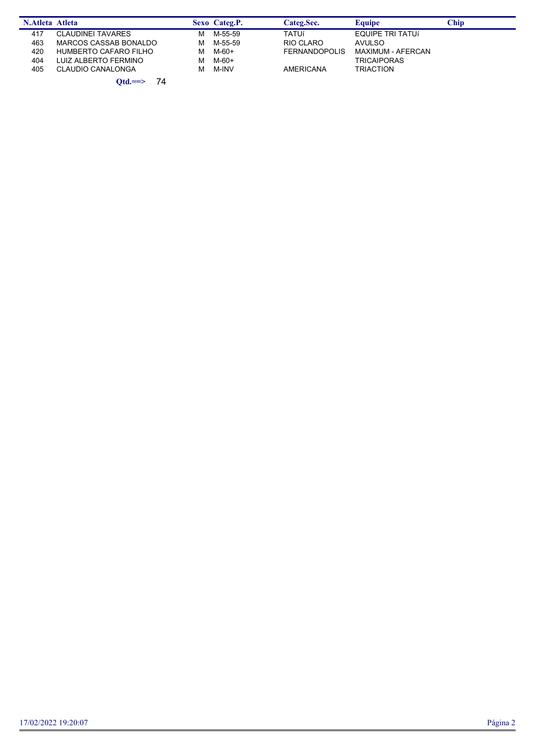| N.Atleta | Atleta | Sexo | Categ.P. | Categ.Sec. | Equipe | Chip |
|---|---|---|---|---|---|---|
| 417 | CLAUDINEI TAVARES | M | M-55-59 | TATUí | EQUIPE TRI TATUí | |
| 463 | MARCOS CASSAB BONALDO | M | M-55-59 | RIO CLARO | AVULSO | |
| 420 | HUMBERTO CAFARO FILHO | M | M-60+ | FERNANDOPOLIS | MAXIMUM - AFERCAN | |
| 404 | LUIZ ALBERTO FERMINO | M | M-60+ | | TRICAIPORAS | |
| 405 | CLAUDIO CANALONGA | M | M-INV | AMERICANA | TRIACTION | |

**Qtd.==>** 74

17/02/2022 19:20:07